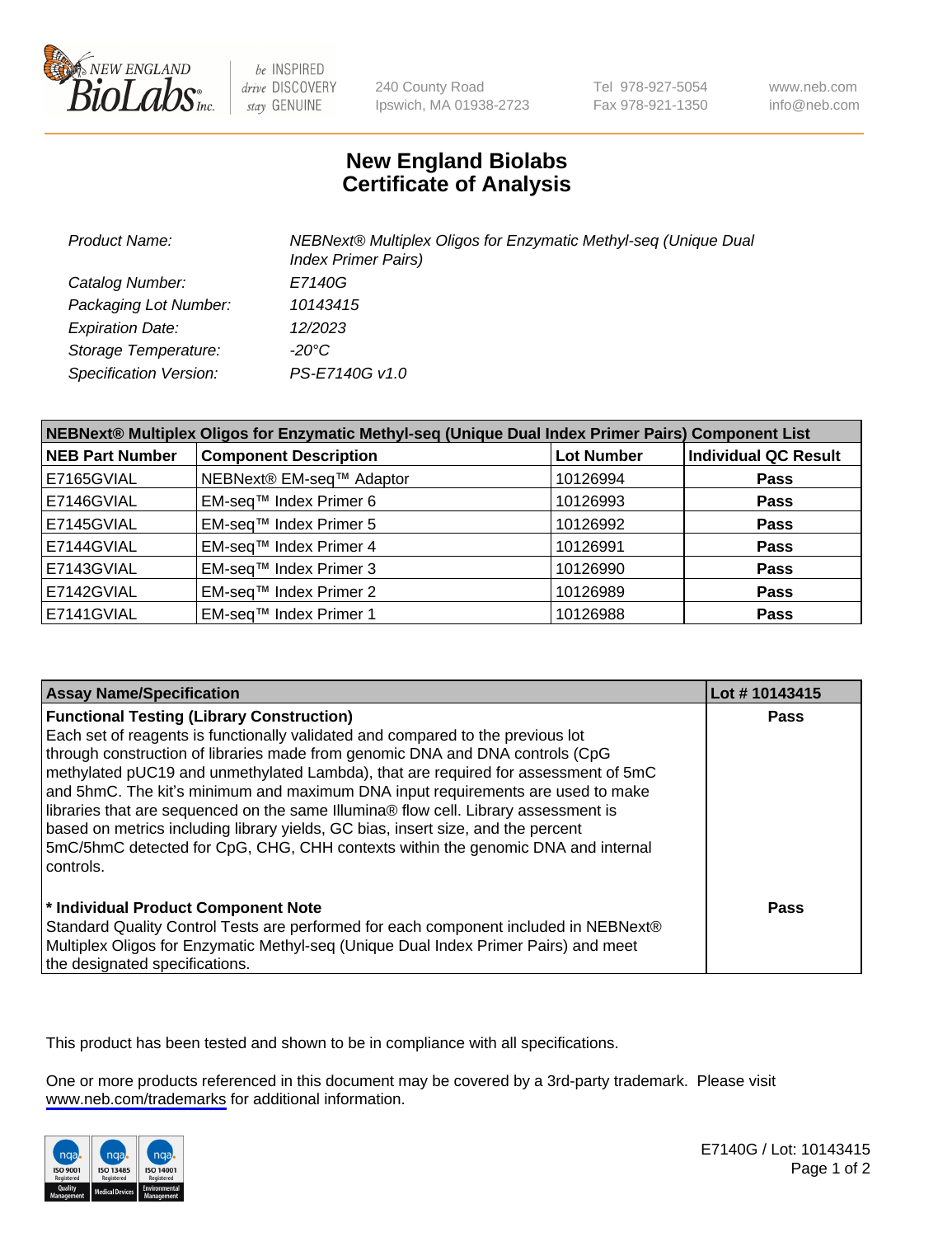New England BioLabs Inc. — be INSPIRED drive DISCOVERY stay GENUINE

240 County Road
Ipswich, MA 01938-2723

Tel 978-927-5054
Fax 978-921-1350

www.neb.com
info@neb.com

# New England Biolabs
# Certificate of Analysis

| | |
|---|---|
| *Product Name:* | *NEBNext® Multiplex Oligos for Enzymatic Methyl-seq (Unique Dual Index Primer Pairs)* |
| *Catalog Number:* | *E7140G* |
| *Packaging Lot Number:* | *10143415* |
| *Expiration Date:* | *12/2023* |
| *Storage Temperature:* | *-20°C* |
| *Specification Version:* | *PS-E7140G v1.0* |

| NEBNext® Multiplex Oligos for Enzymatic Methyl-seq (Unique Dual Index Primer Pairs) Component List | | | |
|---|---|---|---|
| **NEB Part Number** | **Component Description** | **Lot Number** | **Individual QC Result** |
| E7165GVIAL | NEBNext® EM-seq™ Adaptor | 10126994 | **Pass** |
| E7146GVIAL | EM-seq™ Index Primer 6 | 10126993 | **Pass** |
| E7145GVIAL | EM-seq™ Index Primer 5 | 10126992 | **Pass** |
| E7144GVIAL | EM-seq™ Index Primer 4 | 10126991 | **Pass** |
| E7143GVIAL | EM-seq™ Index Primer 3 | 10126990 | **Pass** |
| E7142GVIAL | EM-seq™ Index Primer 2 | 10126989 | **Pass** |
| E7141GVIAL | EM-seq™ Index Primer 1 | 10126988 | **Pass** |

| Assay Name/Specification | Lot # 10143415 |
|---|---|
| **Functional Testing (Library Construction)** Each set of reagents is functionally validated and compared to the previous lot through construction of libraries made from genomic DNA and DNA controls (CpG methylated pUC19 and unmethylated Lambda), that are required for assessment of 5mC and 5hmC. The kit's minimum and maximum DNA input requirements are used to make libraries that are sequenced on the same Illumina® flow cell. Library assessment is based on metrics including library yields, GC bias, insert size, and the percent 5mC/5hmC detected for CpG, CHG, CHH contexts within the genomic DNA and internal controls. | **Pass** |
| **\* Individual Product Component Note** Standard Quality Control Tests are performed for each component included in NEBNext® Multiplex Oligos for Enzymatic Methyl-seq (Unique Dual Index Primer Pairs) and meet the designated specifications. | **Pass** |

This product has been tested and shown to be in compliance with all specifications.

One or more products referenced in this document may be covered by a 3rd-party trademark. Please visit www.neb.com/trademarks for additional information.

ISO 9001 Registered Quality Management | ISO 13485 Registered Medical Devices | ISO 14001 Registered Environmental Management

E7140G / Lot: 10143415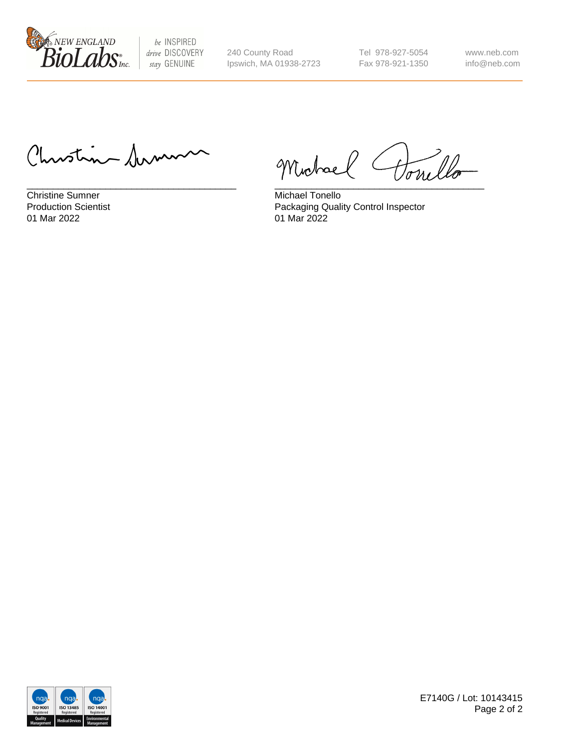Christine Sumner
Production Scientist
01 Mar 2022

Michael Tonello
Packaging Quality Control Inspector
01 Mar 2022

E7140G / Lot: 10143415